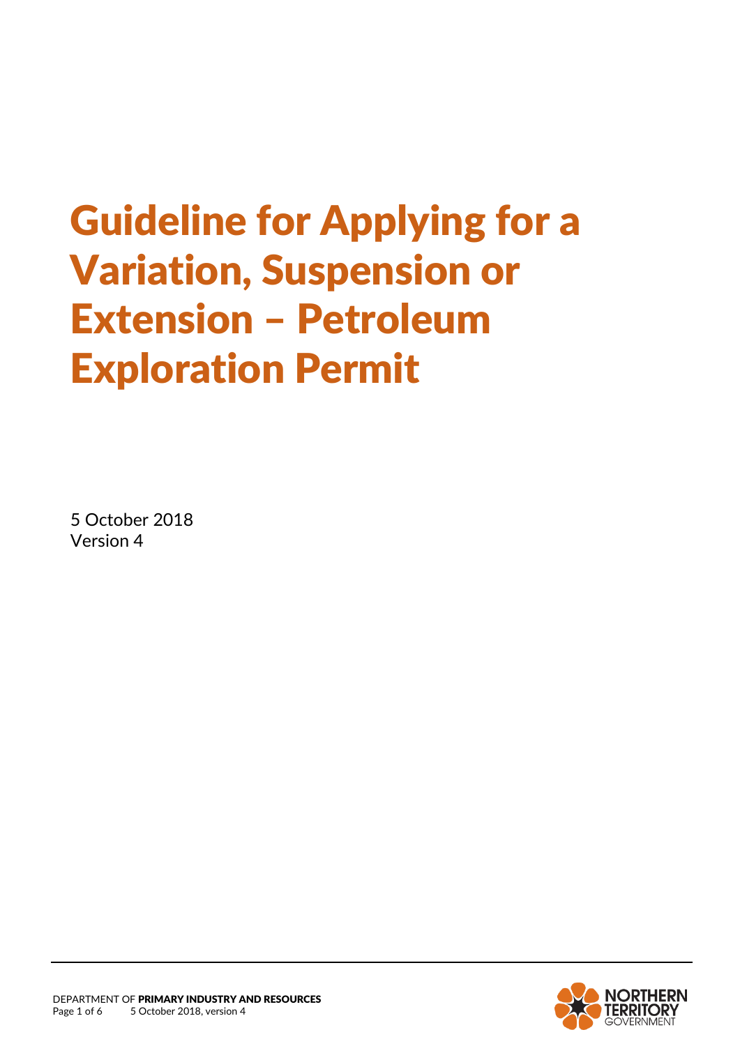# Guideline for Applying for a Variation, Suspension or Extension – Petroleum Exploration Permit

5 October 2018
Version 4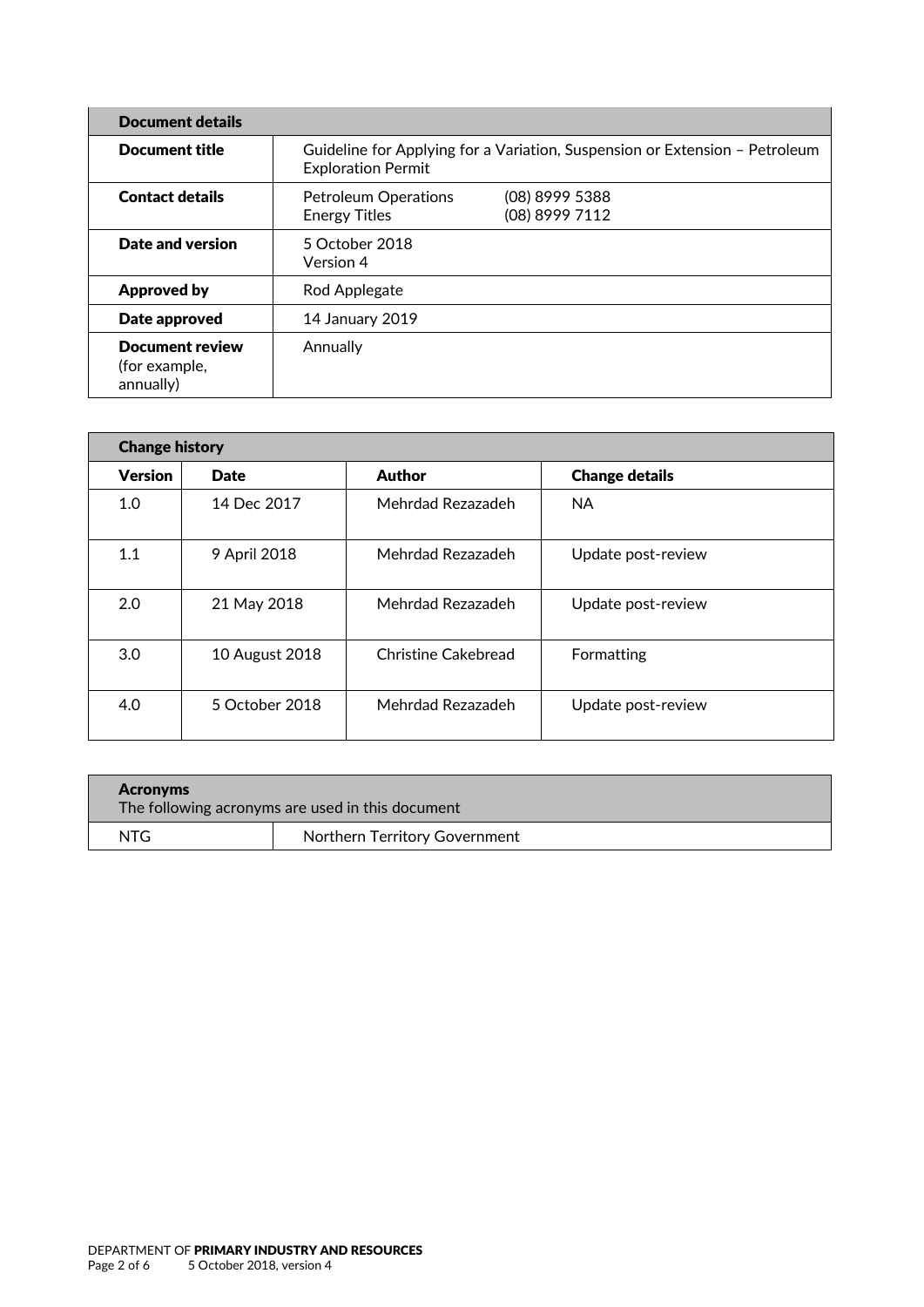| Document details | |
|---|---|
| **Document title** | Guideline for Applying for a Variation, Suspension or Extension – Petroleum Exploration Permit |
| **Contact details** | Petroleum Operations (08) 8999 5388<br>Energy Titles (08) 8999 7112 |
| **Date and version** | 5 October 2018<br>Version 4 |
| **Approved by** | Rod Applegate |
| **Date approved** | 14 January 2019 |
| **Document review** (for example, annually) | Annually |

| Change history | | | |
|---|---|---|---|
| **Version** | **Date** | **Author** | **Change details** |
| 1.0 | 14 Dec 2017 | Mehrdad Rezazadeh | NA |
| 1.1 | 9 April 2018 | Mehrdad Rezazadeh | Update post-review |
| 2.0 | 21 May 2018 | Mehrdad Rezazadeh | Update post-review |
| 3.0 | 10 August 2018 | Christine Cakebread | Formatting |
| 4.0 | 5 October 2018 | Mehrdad Rezazadeh | Update post-review |

| **Acronyms**<br>The following acronyms are used in this document | |
|---|---|
| NTG | Northern Territory Government |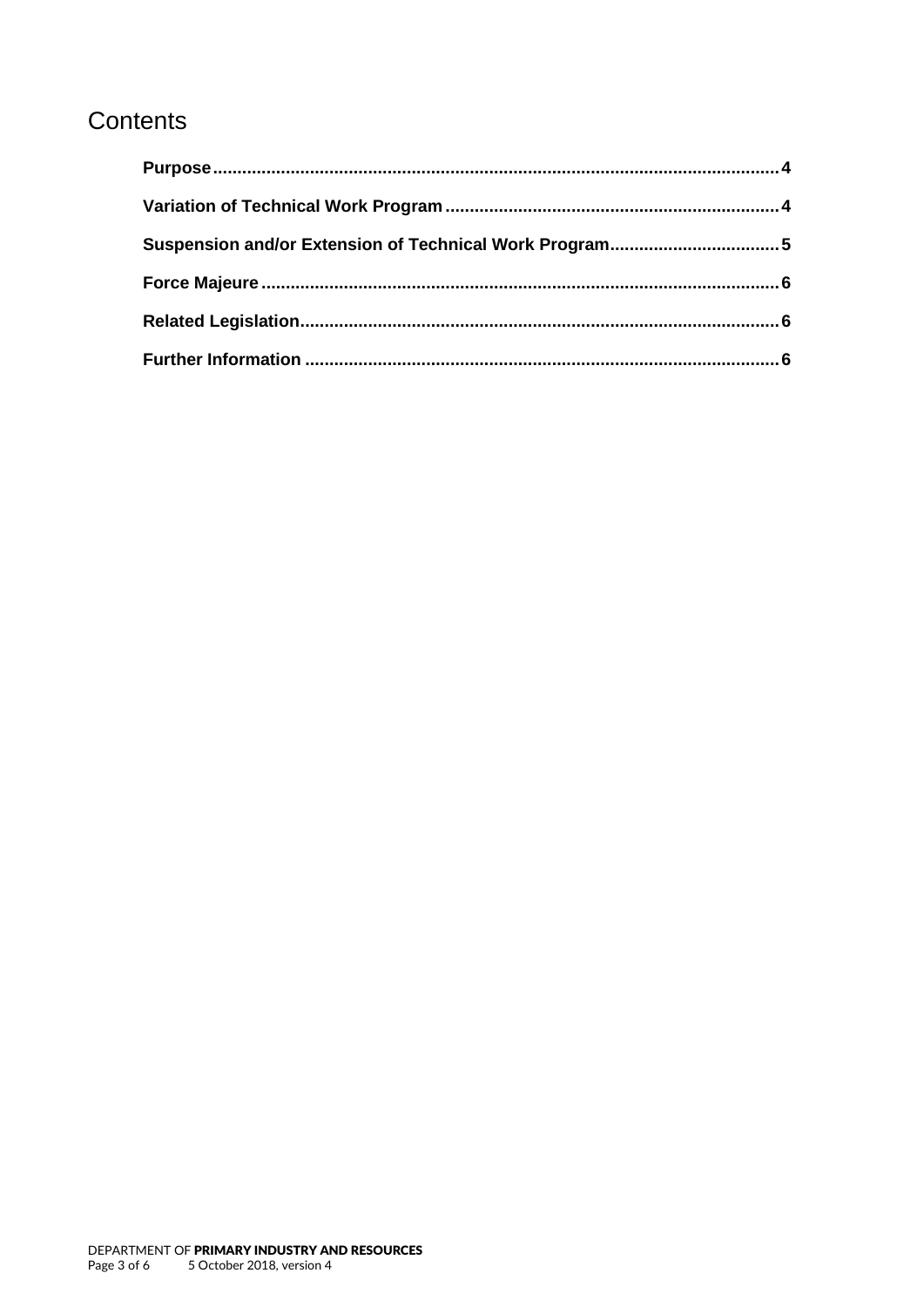# Contents

**Purpose** .......... 4

**Variation of Technical Work Program** .......... 4

**Suspension and/or Extension of Technical Work Program** .......... 5

**Force Majeure** .......... 6

**Related Legislation** .......... 6

**Further Information** .......... 6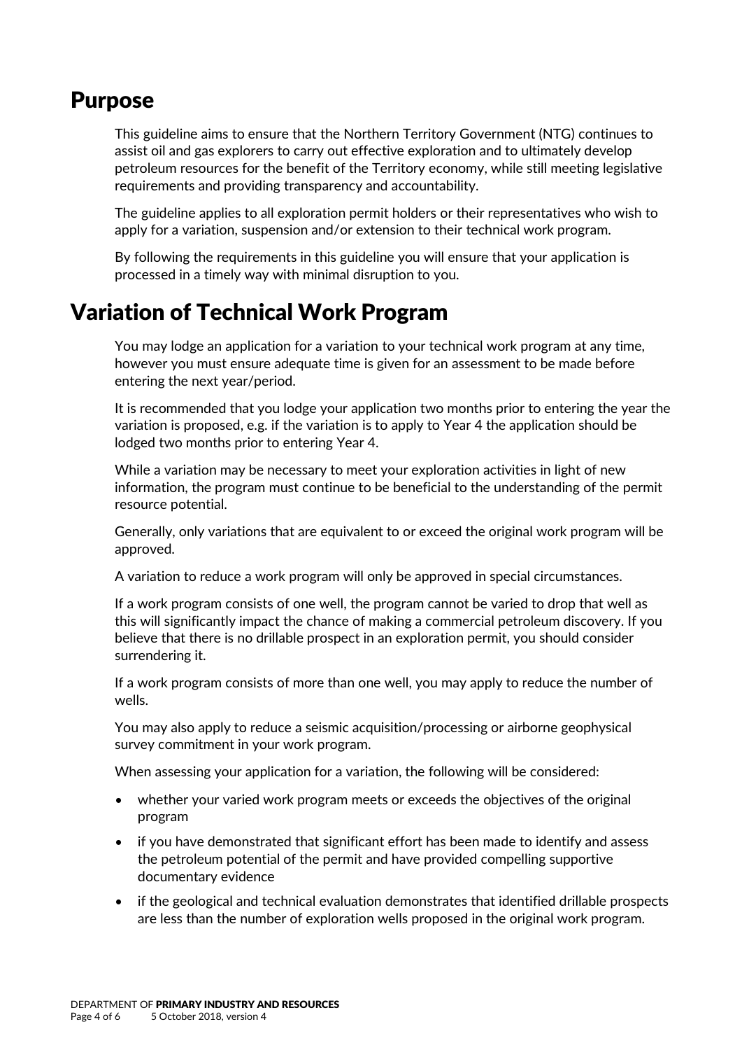## Purpose

This guideline aims to ensure that the Northern Territory Government (NTG) continues to assist oil and gas explorers to carry out effective exploration and to ultimately develop petroleum resources for the benefit of the Territory economy, while still meeting legislative requirements and providing transparency and accountability.

The guideline applies to all exploration permit holders or their representatives who wish to apply for a variation, suspension and/or extension to their technical work program.

By following the requirements in this guideline you will ensure that your application is processed in a timely way with minimal disruption to you.

## Variation of Technical Work Program

You may lodge an application for a variation to your technical work program at any time, however you must ensure adequate time is given for an assessment to be made before entering the next year/period.

It is recommended that you lodge your application two months prior to entering the year the variation is proposed, e.g. if the variation is to apply to Year 4 the application should be lodged two months prior to entering Year 4.

While a variation may be necessary to meet your exploration activities in light of new information, the program must continue to be beneficial to the understanding of the permit resource potential.

Generally, only variations that are equivalent to or exceed the original work program will be approved.

A variation to reduce a work program will only be approved in special circumstances.

If a work program consists of one well, the program cannot be varied to drop that well as this will significantly impact the chance of making a commercial petroleum discovery. If you believe that there is no drillable prospect in an exploration permit, you should consider surrendering it.

If a work program consists of more than one well, you may apply to reduce the number of wells.

You may also apply to reduce a seismic acquisition/processing or airborne geophysical survey commitment in your work program.

When assessing your application for a variation, the following will be considered:

- whether your varied work program meets or exceeds the objectives of the original program
- if you have demonstrated that significant effort has been made to identify and assess the petroleum potential of the permit and have provided compelling supportive documentary evidence
- if the geological and technical evaluation demonstrates that identified drillable prospects are less than the number of exploration wells proposed in the original work program.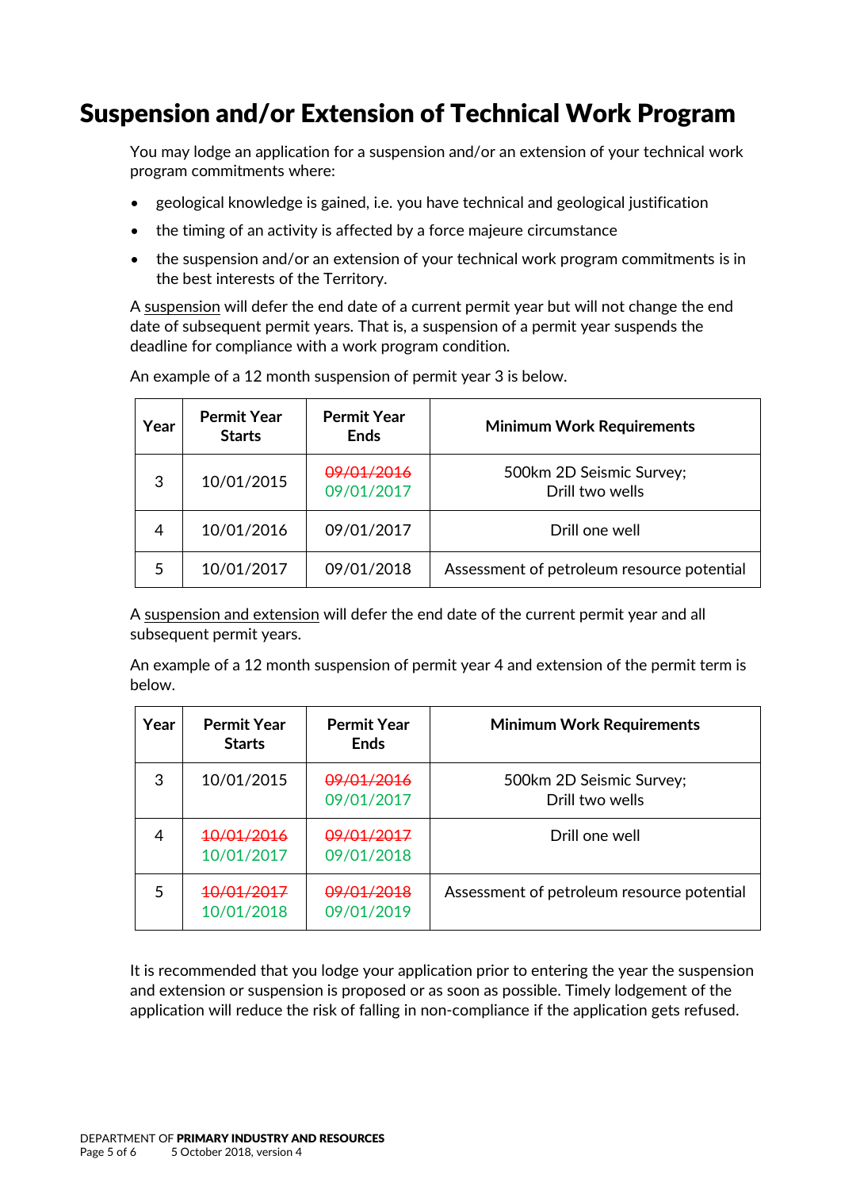# Suspension and/or Extension of Technical Work Program

You may lodge an application for a suspension and/or an extension of your technical work program commitments where:

- geological knowledge is gained, i.e. you have technical and geological justification
- the timing of an activity is affected by a force majeure circumstance
- the suspension and/or an extension of your technical work program commitments is in the best interests of the Territory.

A suspension will defer the end date of a current permit year but will not change the end date of subsequent permit years. That is, a suspension of a permit year suspends the deadline for compliance with a work program condition.

An example of a 12 month suspension of permit year 3 is below.

| Year | Permit Year Starts | Permit Year Ends | Minimum Work Requirements |
|---|---|---|---|
| 3 | 10/01/2015 | ~~09/01/2016~~ 09/01/2017 | 500km 2D Seismic Survey; Drill two wells |
| 4 | 10/01/2016 | 09/01/2017 | Drill one well |
| 5 | 10/01/2017 | 09/01/2018 | Assessment of petroleum resource potential |

A suspension and extension will defer the end date of the current permit year and all subsequent permit years.

An example of a 12 month suspension of permit year 4 and extension of the permit term is below.

| Year | Permit Year Starts | Permit Year Ends | Minimum Work Requirements |
|---|---|---|---|
| 3 | 10/01/2015 | ~~09/01/2016~~ 09/01/2017 | 500km 2D Seismic Survey; Drill two wells |
| 4 | ~~10/01/2016~~ 10/01/2017 | ~~09/01/2017~~ 09/01/2018 | Drill one well |
| 5 | ~~10/01/2017~~ 10/01/2018 | ~~09/01/2018~~ 09/01/2019 | Assessment of petroleum resource potential |

It is recommended that you lodge your application prior to entering the year the suspension and extension or suspension is proposed or as soon as possible. Timely lodgement of the application will reduce the risk of falling in non-compliance if the application gets refused.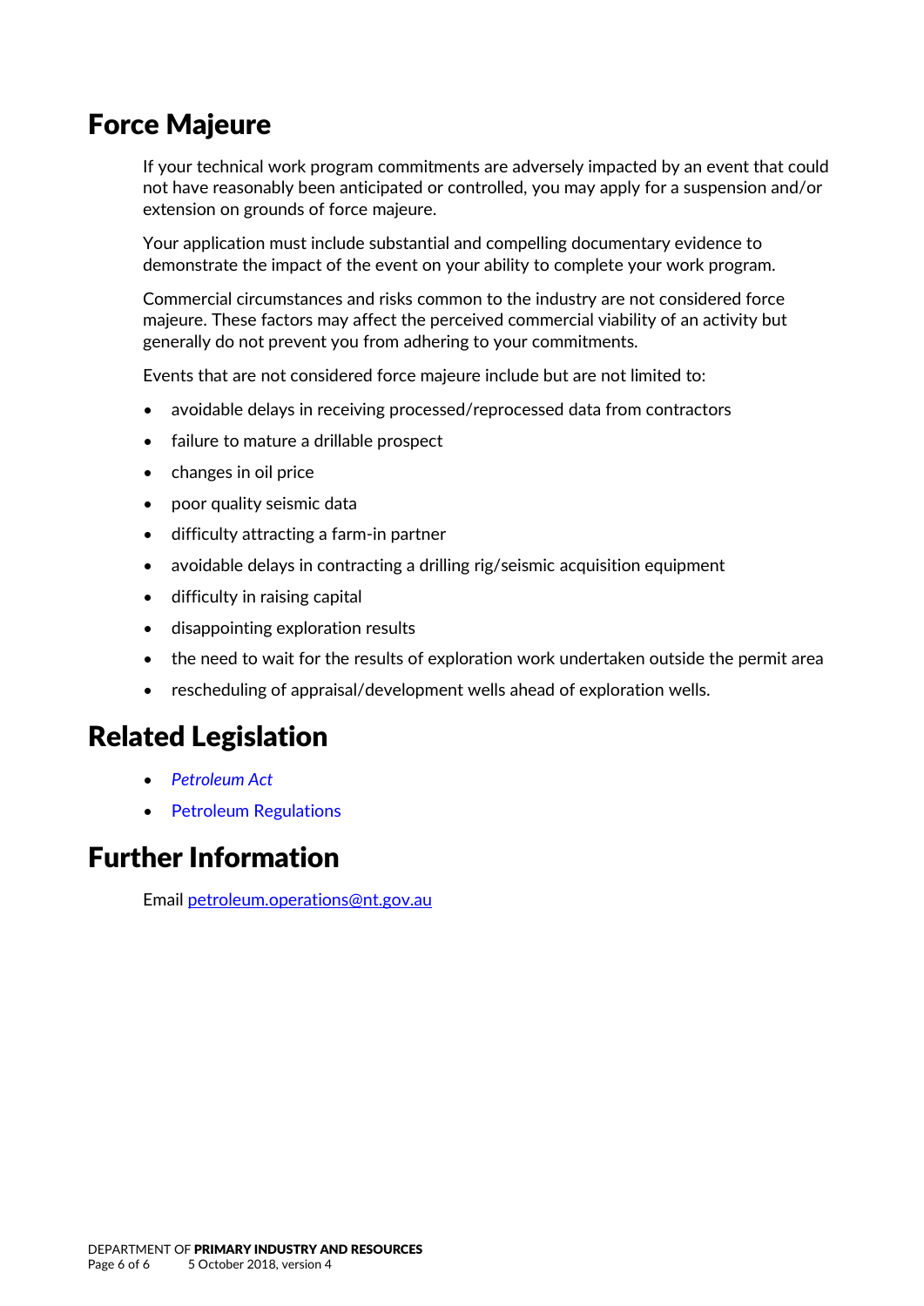# Force Majeure

If your technical work program commitments are adversely impacted by an event that could not have reasonably been anticipated or controlled, you may apply for a suspension and/or extension on grounds of force majeure.

Your application must include substantial and compelling documentary evidence to demonstrate the impact of the event on your ability to complete your work program.

Commercial circumstances and risks common to the industry are not considered force majeure. These factors may affect the perceived commercial viability of an activity but generally do not prevent you from adhering to your commitments.

Events that are not considered force majeure include but are not limited to:

- avoidable delays in receiving processed/reprocessed data from contractors
- failure to mature a drillable prospect
- changes in oil price
- poor quality seismic data
- difficulty attracting a farm-in partner
- avoidable delays in contracting a drilling rig/seismic acquisition equipment
- difficulty in raising capital
- disappointing exploration results
- the need to wait for the results of exploration work undertaken outside the permit area
- rescheduling of appraisal/development wells ahead of exploration wells.

# Related Legislation

- *Petroleum Act*
- Petroleum Regulations

# Further Information

Email petroleum.operations@nt.gov.au